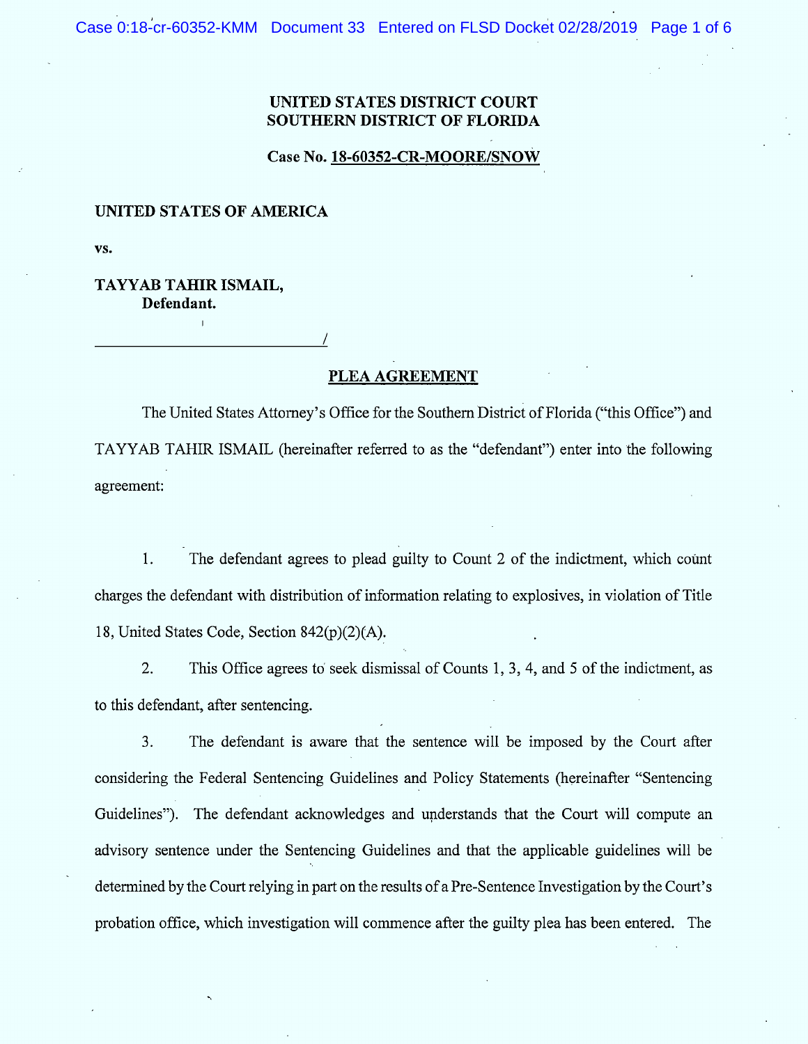**UNITED STATES DISTRICT COURT**
**SOUTHERN DISTRICT OF FLORIDA**

**Case No. 18-60352-CR-MOORE/SNOW**

**UNITED STATES OF AMERICA**

**vs.**

**TAYYAB TAHIR ISMAIL,**
**Defendant.**

______________________________/

## PLEA AGREEMENT

The United States Attorney's Office for the Southern District of Florida ("this Office") and TAYYAB TAHIR ISMAIL (hereinafter referred to as the "defendant") enter into the following agreement:

1. The defendant agrees to plead guilty to Count 2 of the indictment, which count charges the defendant with distribution of information relating to explosives, in violation of Title 18, United States Code, Section 842(p)(2)(A).

2. This Office agrees to seek dismissal of Counts 1, 3, 4, and 5 of the indictment, as to this defendant, after sentencing.

3. The defendant is aware that the sentence will be imposed by the Court after considering the Federal Sentencing Guidelines and Policy Statements (hereinafter "Sentencing Guidelines"). The defendant acknowledges and understands that the Court will compute an advisory sentence under the Sentencing Guidelines and that the applicable guidelines will be determined by the Court relying in part on the results of a Pre-Sentence Investigation by the Court's probation office, which investigation will commence after the guilty plea has been entered. The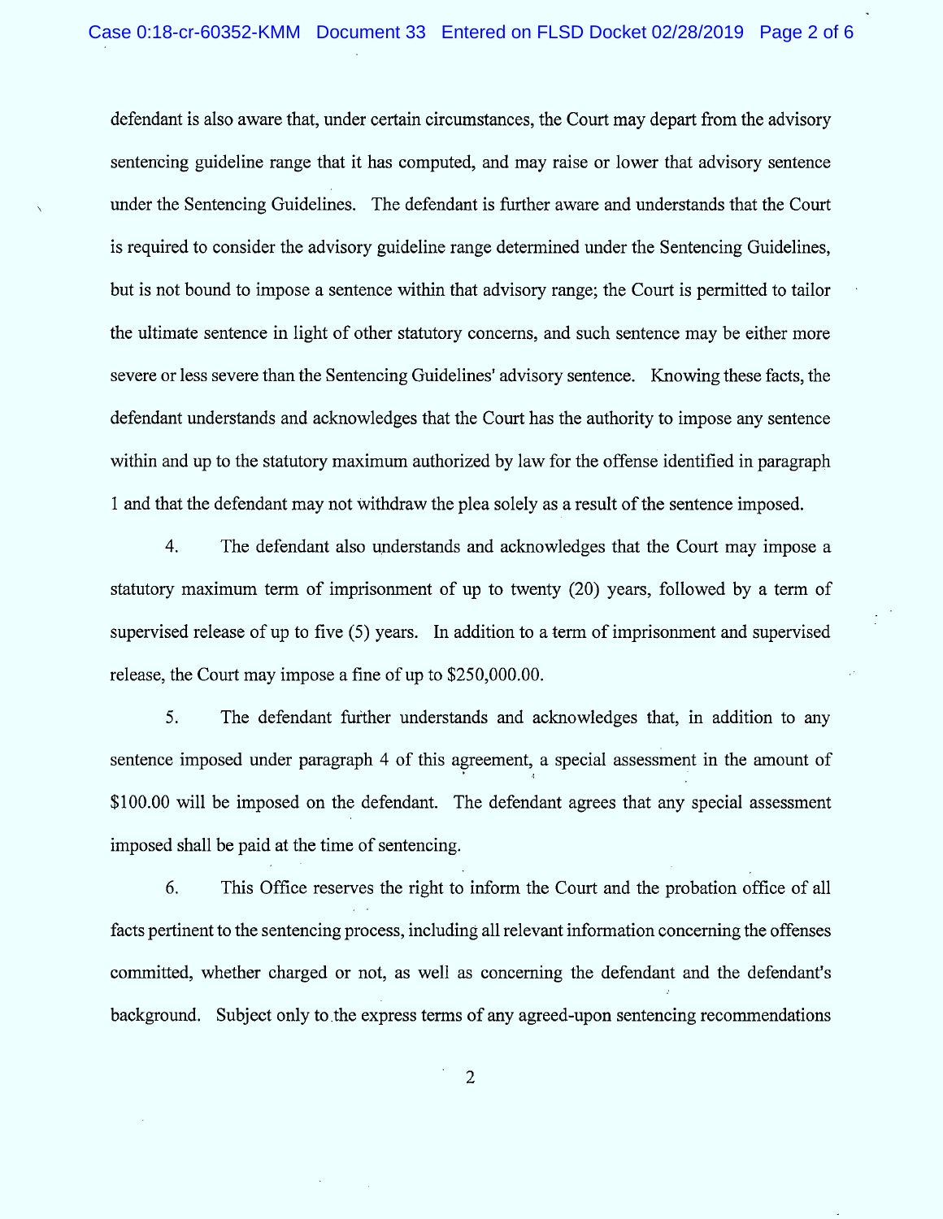defendant is also aware that, under certain circumstances, the Court may depart from the advisory sentencing guideline range that it has computed, and may raise or lower that advisory sentence under the Sentencing Guidelines. The defendant is further aware and understands that the Court is required to consider the advisory guideline range determined under the Sentencing Guidelines, but is not bound to impose a sentence within that advisory range; the Court is permitted to tailor the ultimate sentence in light of other statutory concerns, and such sentence may be either more severe or less severe than the Sentencing Guidelines' advisory sentence. Knowing these facts, the defendant understands and acknowledges that the Court has the authority to impose any sentence within and up to the statutory maximum authorized by law for the offense identified in paragraph 1 and that the defendant may not withdraw the plea solely as a result of the sentence imposed.

4. The defendant also understands and acknowledges that the Court may impose a statutory maximum term of imprisonment of up to twenty (20) years, followed by a term of supervised release of up to five (5) years. In addition to a term of imprisonment and supervised release, the Court may impose a fine of up to $250,000.00.

5. The defendant further understands and acknowledges that, in addition to any sentence imposed under paragraph 4 of this agreement, a special assessment in the amount of $100.00 will be imposed on the defendant. The defendant agrees that any special assessment imposed shall be paid at the time of sentencing.

6. This Office reserves the right to inform the Court and the probation office of all facts pertinent to the sentencing process, including all relevant information concerning the offenses committed, whether charged or not, as well as concerning the defendant and the defendant's background. Subject only to the express terms of any agreed-upon sentencing recommendations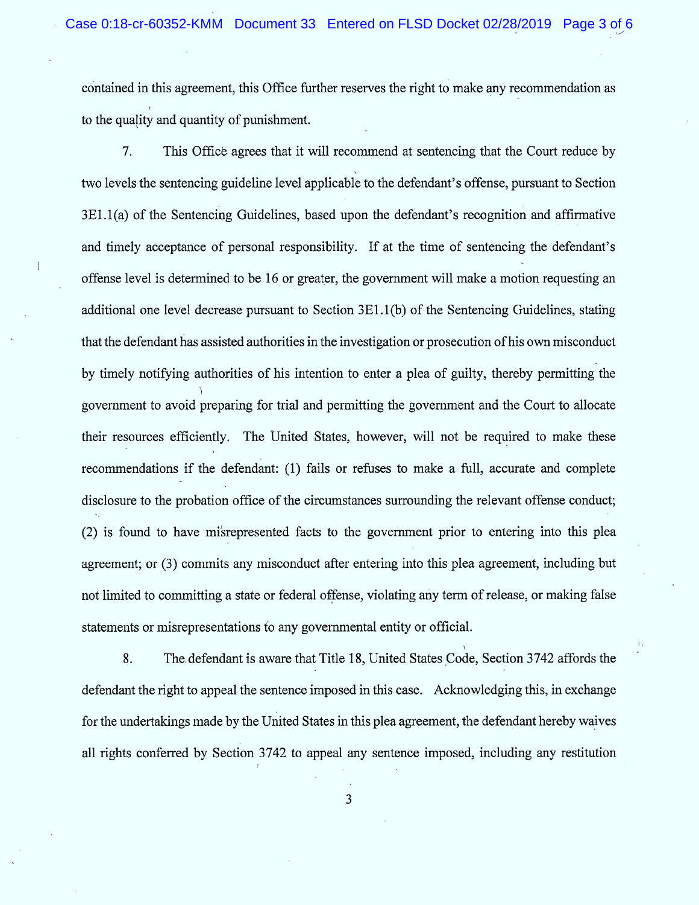contained in this agreement, this Office further reserves the right to make any recommendation as to the quality and quantity of punishment.

7. This Office agrees that it will recommend at sentencing that the Court reduce by two levels the sentencing guideline level applicable to the defendant's offense, pursuant to Section 3E1.1(a) of the Sentencing Guidelines, based upon the defendant's recognition and affirmative and timely acceptance of personal responsibility. If at the time of sentencing the defendant's offense level is determined to be 16 or greater, the government will make a motion requesting an additional one level decrease pursuant to Section 3E1.1(b) of the Sentencing Guidelines, stating that the defendant has assisted authorities in the investigation or prosecution of his own misconduct by timely notifying authorities of his intention to enter a plea of guilty, thereby permitting the government to avoid preparing for trial and permitting the government and the Court to allocate their resources efficiently. The United States, however, will not be required to make these recommendations if the defendant: (1) fails or refuses to make a full, accurate and complete disclosure to the probation office of the circumstances surrounding the relevant offense conduct; (2) is found to have misrepresented facts to the government prior to entering into this plea agreement; or (3) commits any misconduct after entering into this plea agreement, including but not limited to committing a state or federal offense, violating any term of release, or making false statements or misrepresentations to any governmental entity or official.

8. The defendant is aware that Title 18, United States Code, Section 3742 affords the defendant the right to appeal the sentence imposed in this case. Acknowledging this, in exchange for the undertakings made by the United States in this plea agreement, the defendant hereby waives all rights conferred by Section 3742 to appeal any sentence imposed, including any restitution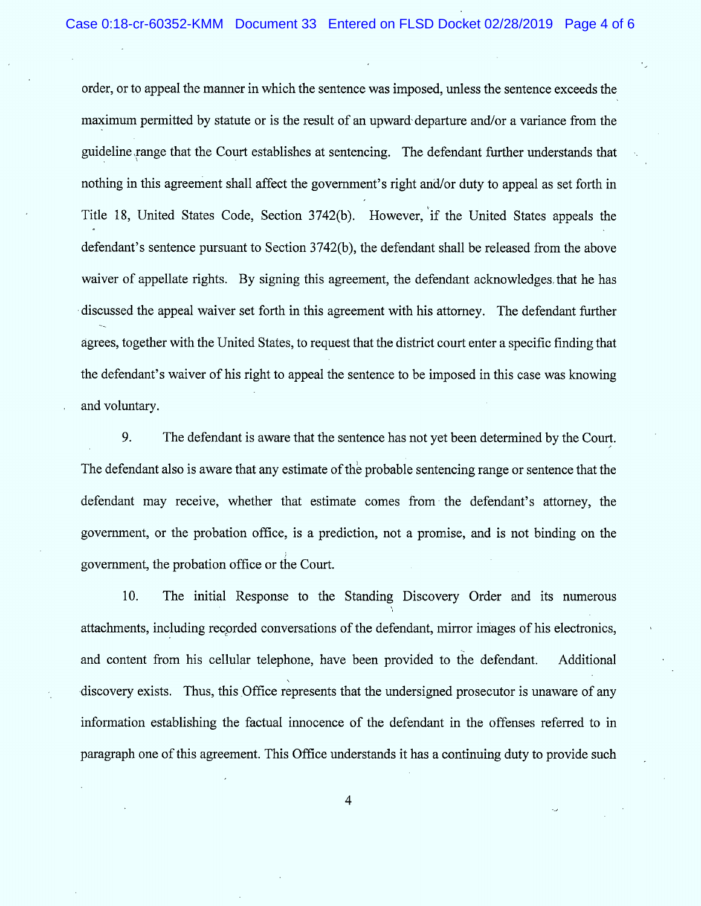order, or to appeal the manner in which the sentence was imposed, unless the sentence exceeds the maximum permitted by statute or is the result of an upward departure and/or a variance from the guideline range that the Court establishes at sentencing. The defendant further understands that nothing in this agreement shall affect the government's right and/or duty to appeal as set forth in Title 18, United States Code, Section 3742(b). However, if the United States appeals the defendant's sentence pursuant to Section 3742(b), the defendant shall be released from the above waiver of appellate rights. By signing this agreement, the defendant acknowledges that he has discussed the appeal waiver set forth in this agreement with his attorney. The defendant further agrees, together with the United States, to request that the district court enter a specific finding that the defendant's waiver of his right to appeal the sentence to be imposed in this case was knowing and voluntary.

9. The defendant is aware that the sentence has not yet been determined by the Court. The defendant also is aware that any estimate of the probable sentencing range or sentence that the defendant may receive, whether that estimate comes from the defendant's attorney, the government, or the probation office, is a prediction, not a promise, and is not binding on the government, the probation office or the Court.

10. The initial Response to the Standing Discovery Order and its numerous attachments, including recorded conversations of the defendant, mirror images of his electronics, and content from his cellular telephone, have been provided to the defendant. Additional discovery exists. Thus, this Office represents that the undersigned prosecutor is unaware of any information establishing the factual innocence of the defendant in the offenses referred to in paragraph one of this agreement. This Office understands it has a continuing duty to provide such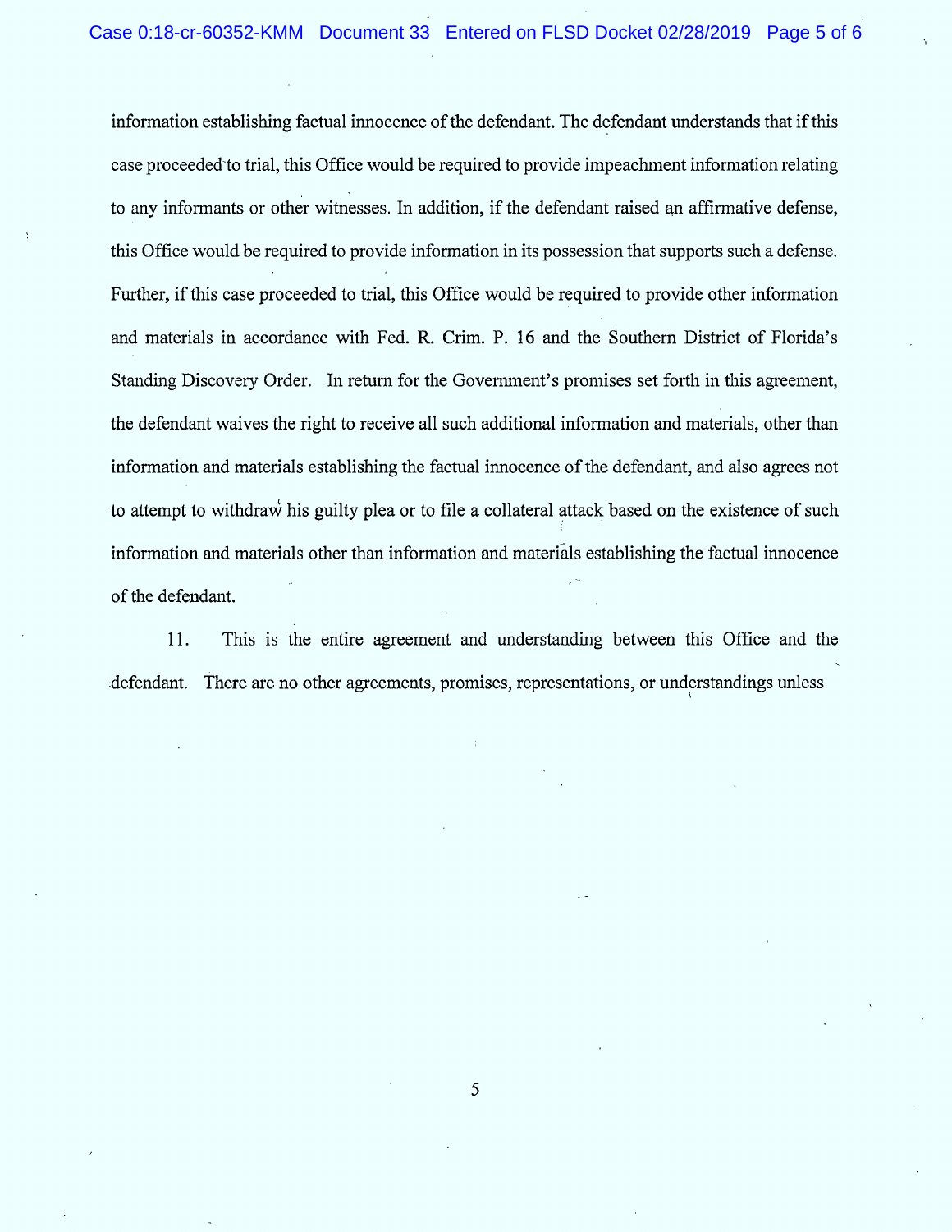information establishing factual innocence of the defendant. The defendant understands that if this case proceeded to trial, this Office would be required to provide impeachment information relating to any informants or other witnesses. In addition, if the defendant raised an affirmative defense, this Office would be required to provide information in its possession that supports such a defense. Further, if this case proceeded to trial, this Office would be required to provide other information and materials in accordance with Fed. R. Crim. P. 16 and the Southern District of Florida's Standing Discovery Order. In return for the Government's promises set forth in this agreement, the defendant waives the right to receive all such additional information and materials, other than information and materials establishing the factual innocence of the defendant, and also agrees not to attempt to withdraw his guilty plea or to file a collateral attack based on the existence of such information and materials other than information and materials establishing the factual innocence of the defendant.

11. This is the entire agreement and understanding between this Office and the defendant. There are no other agreements, promises, representations, or understandings unless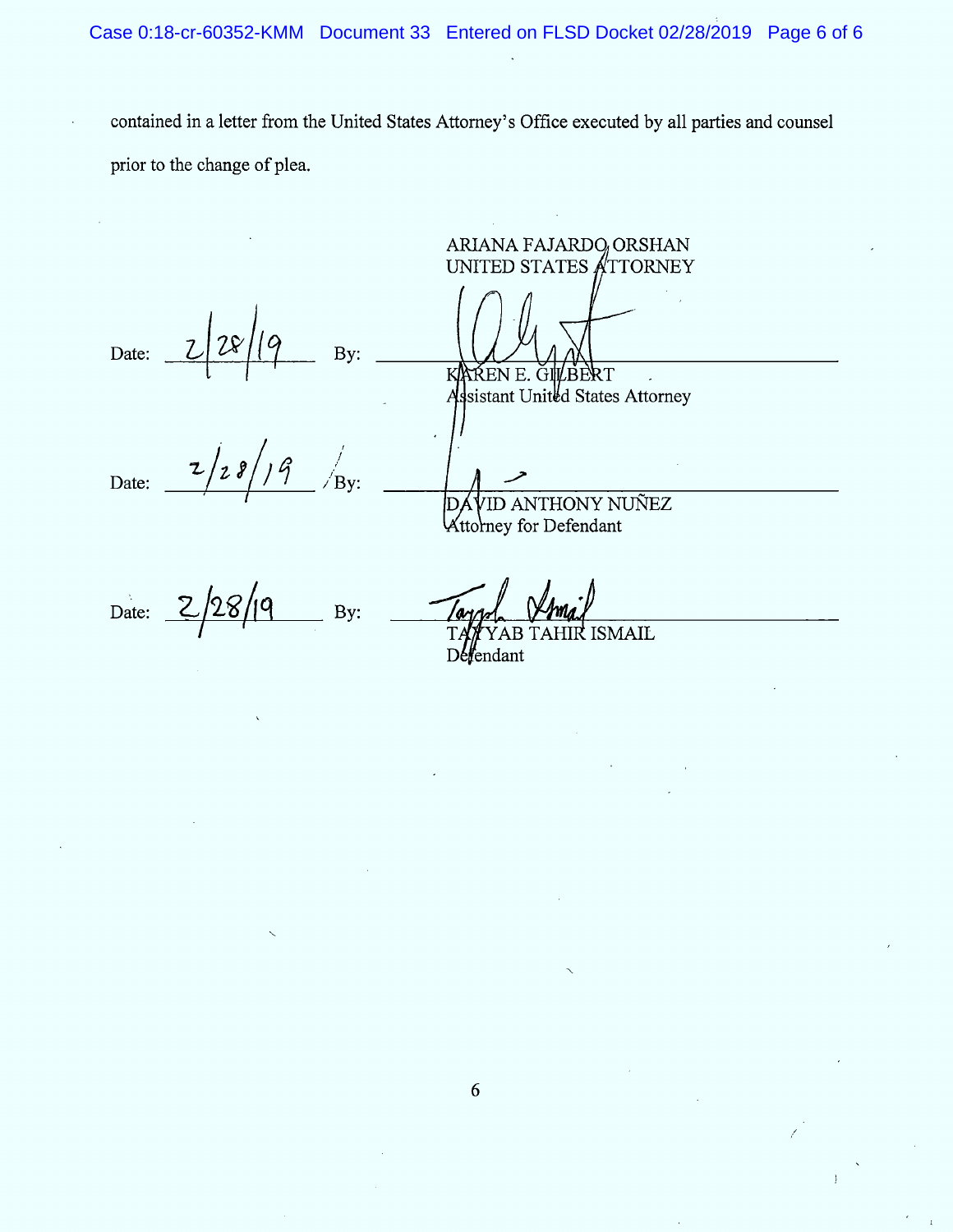contained in a letter from the United States Attorney's Office executed by all parties and counsel prior to the change of plea.

ARIANA FAJARDO ORSHAN
UNITED STATES ATTORNEY

Date: 2/28/19 By: ______________________________
KAREN E. GILBERT
Assistant United States Attorney

Date: 2/28/19 By: ______________________________
DAVID ANTHONY NUÑEZ
Attorney for Defendant

Date: 2/28/19 By: ______________________________
TAYYAB TAHIR ISMAIL
Defendant